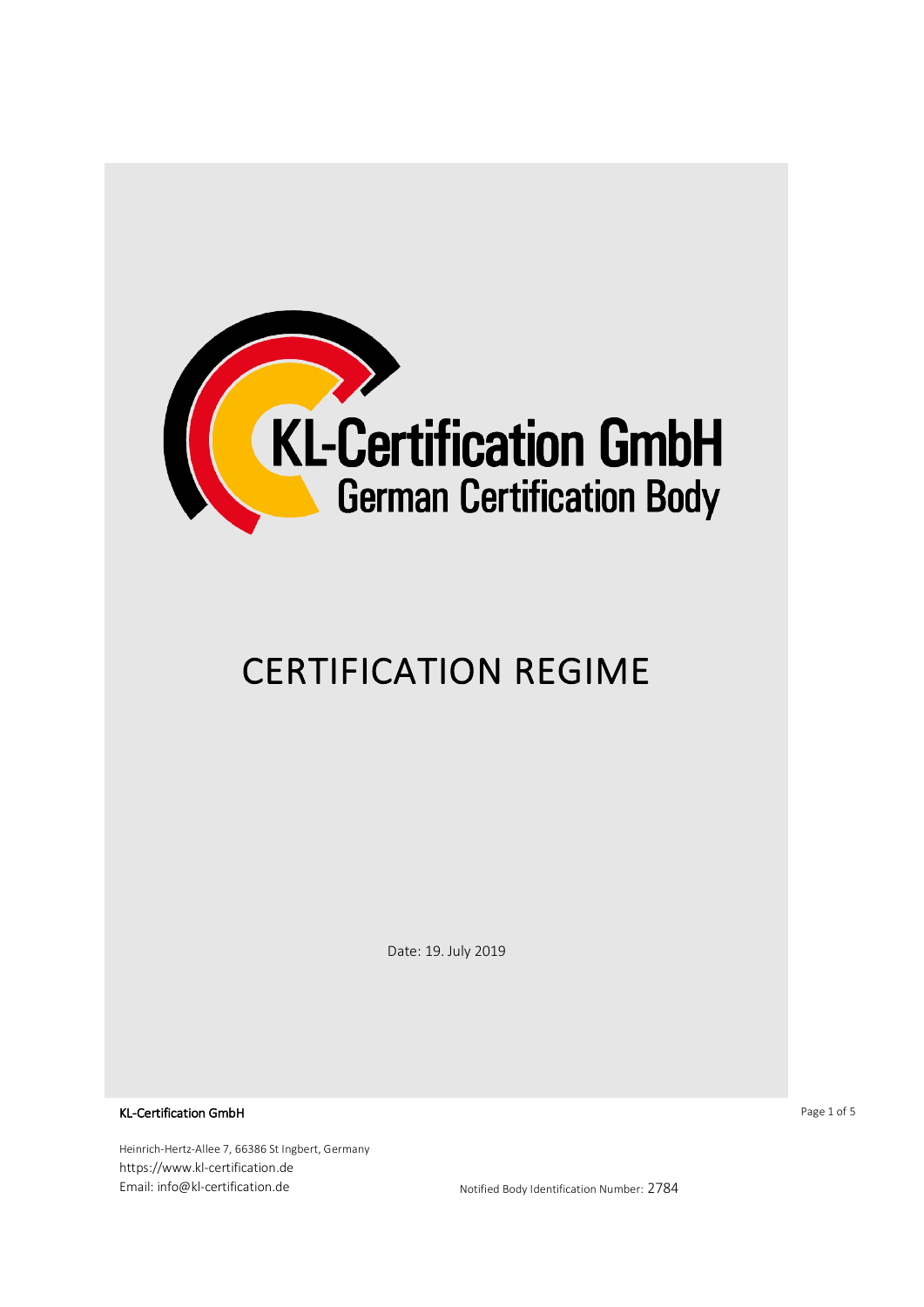**KL-Certification GmbH**
German Certification Body

# CERTIFICATION REGIME

Date: 19. July 2019

**KL-Certification GmbH**

Heinrich-Hertz-Allee 7, 66386 St Ingbert, Germany
https://www.kl-certification.de
Email: info@kl-certification.de

Notified Body Identification Number: 2784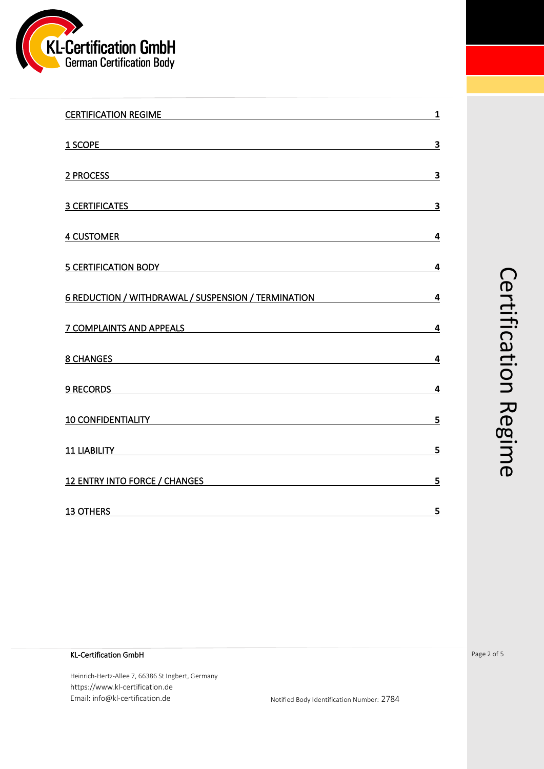| | |
|---|---|
| CERTIFICATION REGIME | 1 |
| 1 SCOPE | 3 |
| 2 PROCESS | 3 |
| 3 CERTIFICATES | 3 |
| 4 CUSTOMER | 4 |
| 5 CERTIFICATION BODY | 4 |
| 6 REDUCTION / WITHDRAWAL / SUSPENSION / TERMINATION | 4 |
| 7 COMPLAINTS AND APPEALS | 4 |
| 8 CHANGES | 4 |
| 9 RECORDS | 4 |
| 10 CONFIDENTIALITY | 5 |
| 11 LIABILITY | 5 |
| 12 ENTRY INTO FORCE / CHANGES | 5 |
| 13 OTHERS | 5 |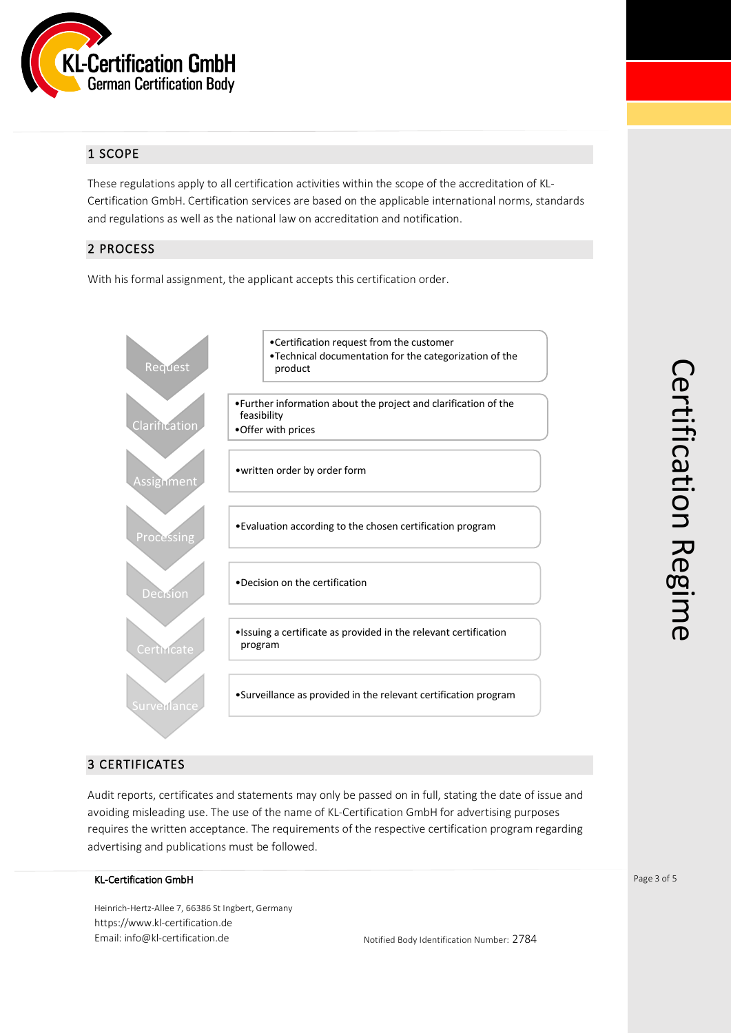## 1 SCOPE

These regulations apply to all certification activities within the scope of the accreditation of KL-Certification GmbH. Certification services are based on the applicable international norms, standards and regulations as well as the national law on accreditation and notification.

## 2 PROCESS

With his formal assignment, the applicant accepts this certification order.

| Step | Description |
|---|---|
| Request | • Certification request from the customer<br>• Technical documentation for the categorization of the product |
| Clarification | • Further information about the project and clarification of the feasibility<br>• Offer with prices |
| Assignment | • written order by order form |
| Processing | • Evaluation according to the chosen certification program |
| Decision | • Decision on the certification |
| Certificate | • Issuing a certificate as provided in the relevant certification program |
| Surveillance | • Surveillance as provided in the relevant certification program |

## 3 CERTIFICATES

Audit reports, certificates and statements may only be passed on in full, stating the date of issue and avoiding misleading use. The use of the name of KL-Certification GmbH for advertising purposes requires the written acceptance. The requirements of the respective certification program regarding advertising and publications must be followed.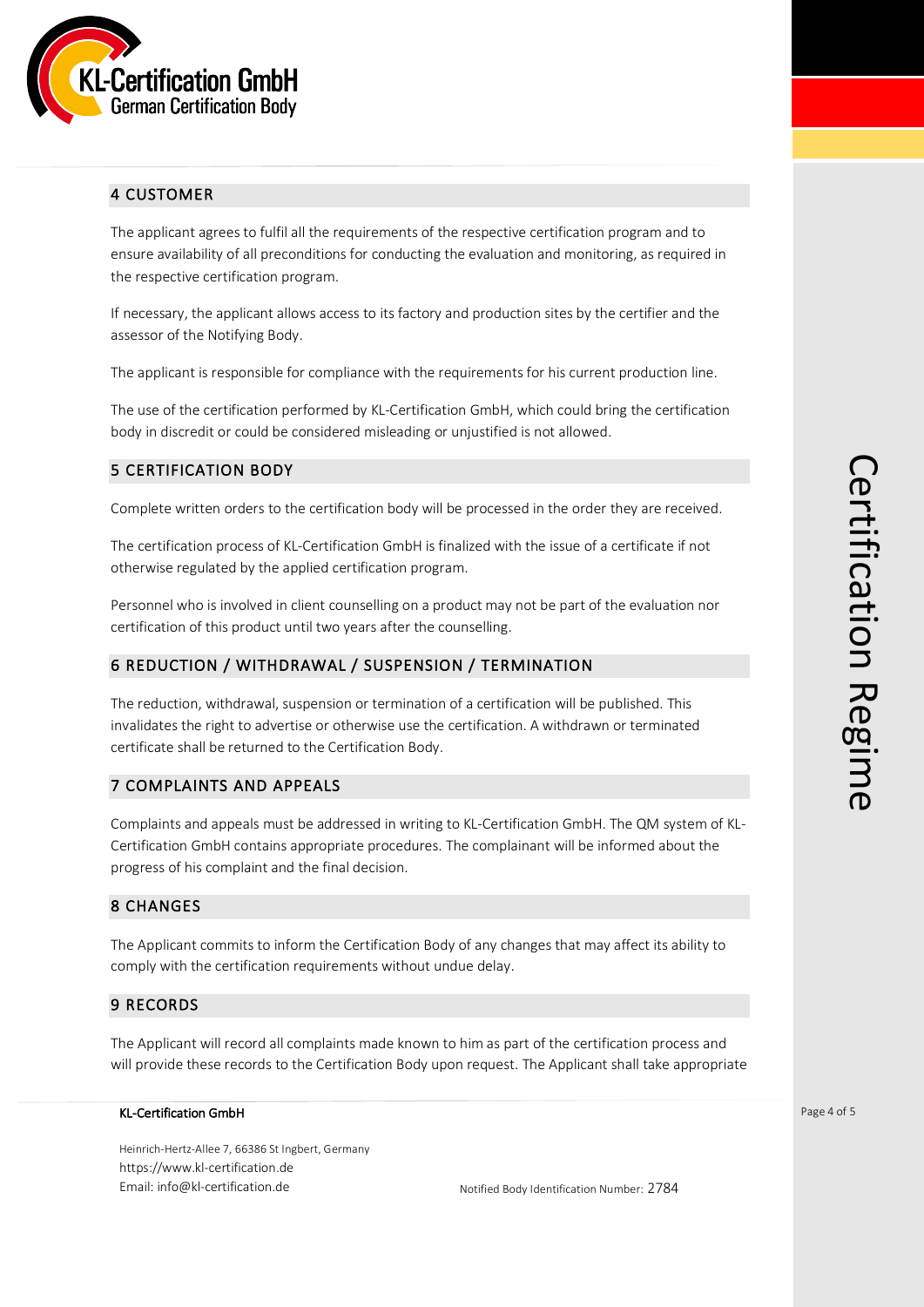## 4 CUSTOMER

The applicant agrees to fulfil all the requirements of the respective certification program and to ensure availability of all preconditions for conducting the evaluation and monitoring, as required in the respective certification program.

If necessary, the applicant allows access to its factory and production sites by the certifier and the assessor of the Notifying Body.

The applicant is responsible for compliance with the requirements for his current production line.

The use of the certification performed by KL-Certification GmbH, which could bring the certification body in discredit or could be considered misleading or unjustified is not allowed.

## 5 CERTIFICATION BODY

Complete written orders to the certification body will be processed in the order they are received.

The certification process of KL-Certification GmbH is finalized with the issue of a certificate if not otherwise regulated by the applied certification program.

Personnel who is involved in client counselling on a product may not be part of the evaluation nor certification of this product until two years after the counselling.

## 6 REDUCTION / WITHDRAWAL / SUSPENSION / TERMINATION

The reduction, withdrawal, suspension or termination of a certification will be published. This invalidates the right to advertise or otherwise use the certification. A withdrawn or terminated certificate shall be returned to the Certification Body.

## 7 COMPLAINTS AND APPEALS

Complaints and appeals must be addressed in writing to KL-Certification GmbH. The QM system of KL-Certification GmbH contains appropriate procedures. The complainant will be informed about the progress of his complaint and the final decision.

## 8 CHANGES

The Applicant commits to inform the Certification Body of any changes that may affect its ability to comply with the certification requirements without undue delay.

## 9 RECORDS

The Applicant will record all complaints made known to him as part of the certification process and will provide these records to the Certification Body upon request. The Applicant shall take appropriate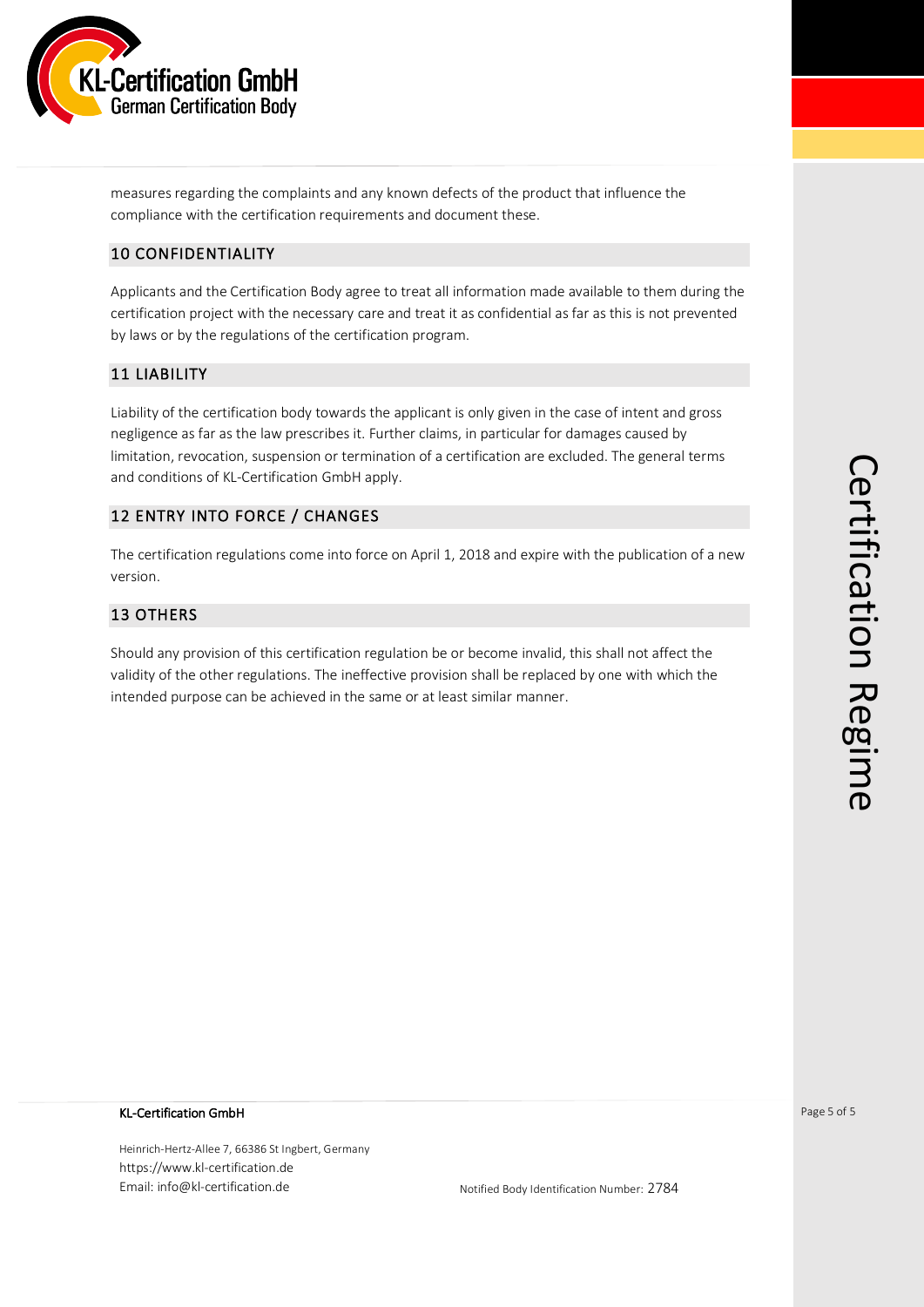measures regarding the complaints and any known defects of the product that influence the compliance with the certification requirements and document these.

## 10 CONFIDENTIALITY

Applicants and the Certification Body agree to treat all information made available to them during the certification project with the necessary care and treat it as confidential as far as this is not prevented by laws or by the regulations of the certification program.

## 11 LIABILITY

Liability of the certification body towards the applicant is only given in the case of intent and gross negligence as far as the law prescribes it. Further claims, in particular for damages caused by limitation, revocation, suspension or termination of a certification are excluded. The general terms and conditions of KL-Certification GmbH apply.

## 12 ENTRY INTO FORCE / CHANGES

The certification regulations come into force on April 1, 2018 and expire with the publication of a new version.

## 13 OTHERS

Should any provision of this certification regulation be or become invalid, this shall not affect the validity of the other regulations. The ineffective provision shall be replaced by one with which the intended purpose can be achieved in the same or at least similar manner.